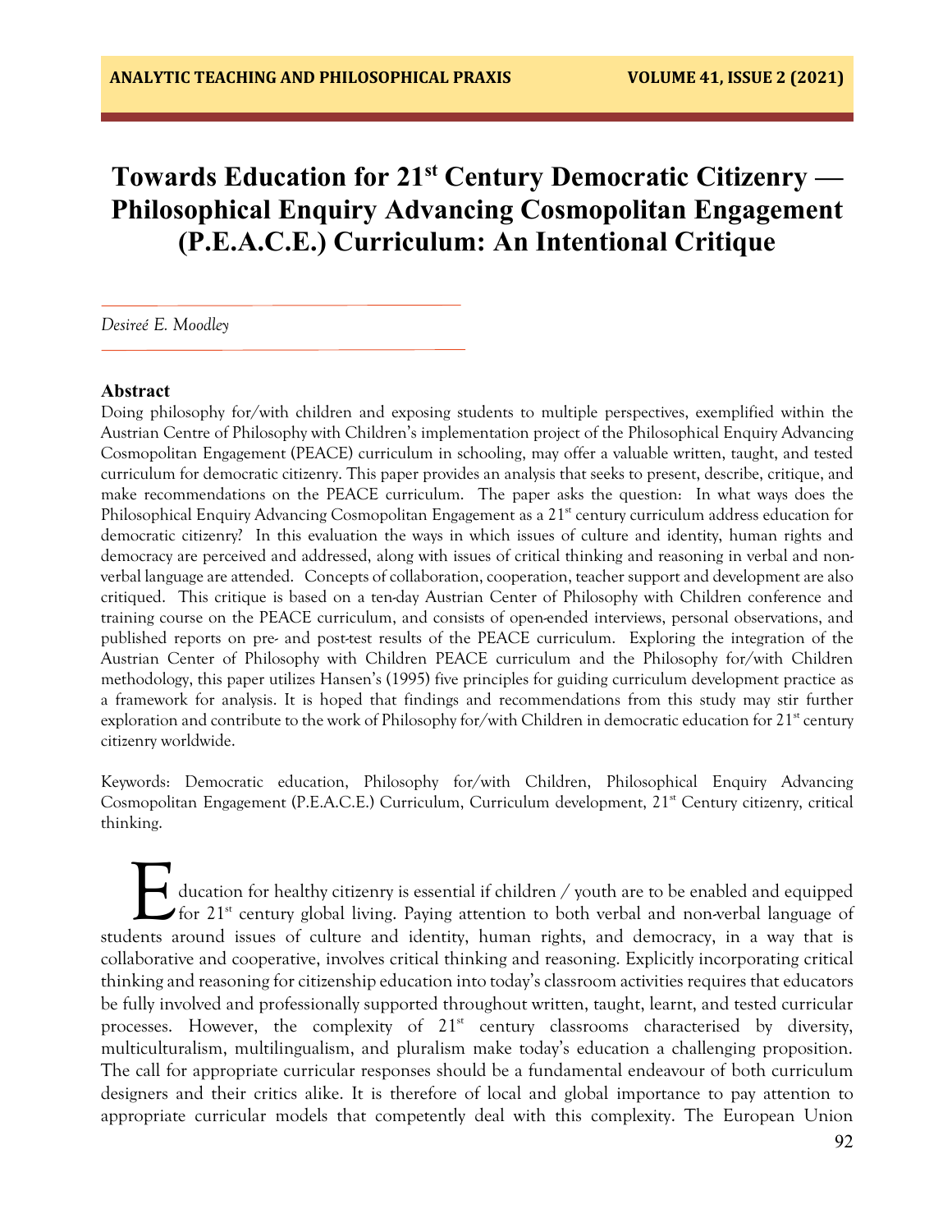# Towards Education for 21st Century Democratic Citizenry — Philosophical Enquiry Advancing Cosmopolitan Engagement (P.E.A.C.E.) Curriculum: An Intentional Critique

*Desireé E. Moodley*

## Abstract

Doing philosophy for/with children and exposing students to multiple perspectives, exemplified within the Austrian Centre of Philosophy with Children's implementation project of the Philosophical Enquiry Advancing Cosmopolitan Engagement (PEACE) curriculum in schooling, may offer a valuable written, taught, and tested curriculum for democratic citizenry. This paper provides an analysis that seeks to present, describe, critique, and make recommendations on the PEACE curriculum. The paper asks the question: In what ways does the Philosophical Enquiry Advancing Cosmopolitan Engagement as a 21st century curriculum address education for democratic citizenry? In this evaluation the ways in which issues of culture and identity, human rights and democracy are perceived and addressed, along with issues of critical thinking and reasoning in verbal and non-verbal language are attended. Concepts of collaboration, cooperation, teacher support and development are also critiqued. This critique is based on a ten-day Austrian Center of Philosophy with Children conference and training course on the PEACE curriculum, and consists of open-ended interviews, personal observations, and published reports on pre- and post-test results of the PEACE curriculum. Exploring the integration of the Austrian Center of Philosophy with Children PEACE curriculum and the Philosophy for/with Children methodology, this paper utilizes Hansen's (1995) five principles for guiding curriculum development practice as a framework for analysis. It is hoped that findings and recommendations from this study may stir further exploration and contribute to the work of Philosophy for/with Children in democratic education for 21st century citizenry worldwide.

Keywords: Democratic education, Philosophy for/with Children, Philosophical Enquiry Advancing Cosmopolitan Engagement (P.E.A.C.E.) Curriculum, Curriculum development, 21st Century citizenry, critical thinking.

Education for healthy citizenry is essential if children / youth are to be enabled and equipped for 21st century global living. Paying attention to both verbal and non-verbal language of students around issues of culture and identity, human rights, and democracy, in a way that is collaborative and cooperative, involves critical thinking and reasoning. Explicitly incorporating critical thinking and reasoning for citizenship education into today's classroom activities requires that educators be fully involved and professionally supported throughout written, taught, learnt, and tested curricular processes. However, the complexity of 21st century classrooms characterised by diversity, multiculturalism, multilingualism, and pluralism make today's education a challenging proposition. The call for appropriate curricular responses should be a fundamental endeavour of both curriculum designers and their critics alike. It is therefore of local and global importance to pay attention to appropriate curricular models that competently deal with this complexity. The European Union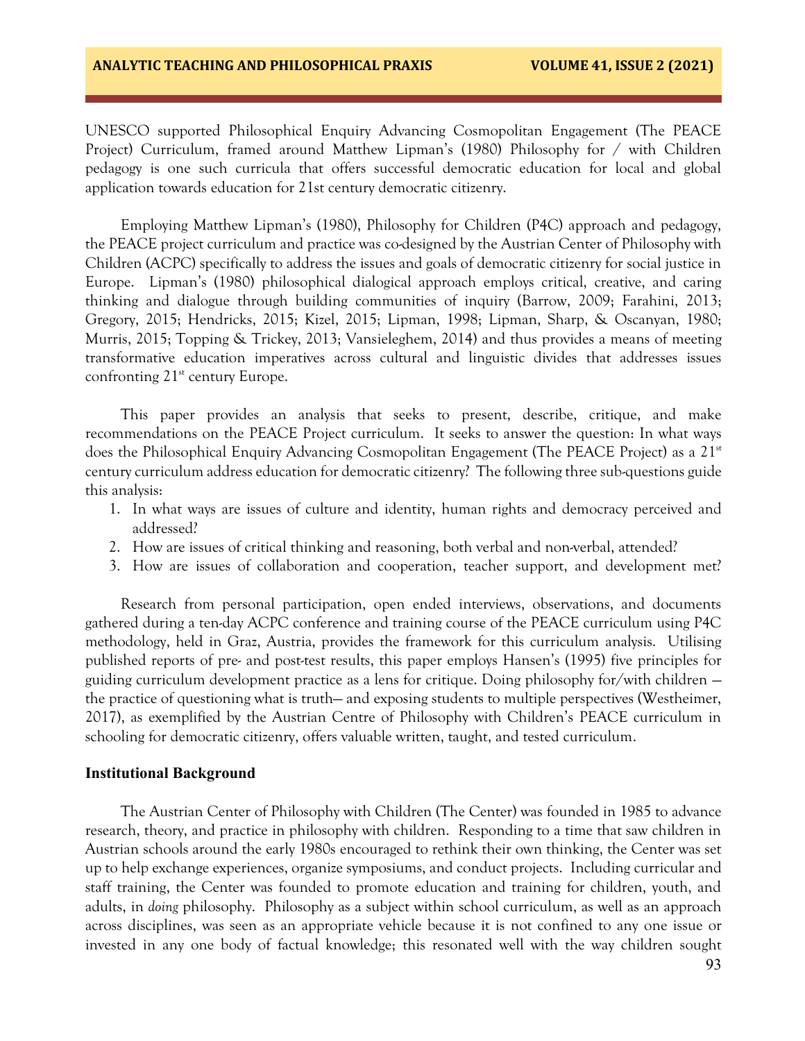UNESCO supported Philosophical Enquiry Advancing Cosmopolitan Engagement (The PEACE Project) Curriculum, framed around Matthew Lipman's (1980) Philosophy for / with Children pedagogy is one such curricula that offers successful democratic education for local and global application towards education for 21st century democratic citizenry.

Employing Matthew Lipman's (1980), Philosophy for Children (P4C) approach and pedagogy, the PEACE project curriculum and practice was co-designed by the Austrian Center of Philosophy with Children (ACPC) specifically to address the issues and goals of democratic citizenry for social justice in Europe. Lipman's (1980) philosophical dialogical approach employs critical, creative, and caring thinking and dialogue through building communities of inquiry (Barrow, 2009; Farahini, 2013; Gregory, 2015; Hendricks, 2015; Kizel, 2015; Lipman, 1998; Lipman, Sharp, & Oscanyan, 1980; Murris, 2015; Topping & Trickey, 2013; Vansieleghem, 2014) and thus provides a means of meeting transformative education imperatives across cultural and linguistic divides that addresses issues confronting 21st century Europe.

This paper provides an analysis that seeks to present, describe, critique, and make recommendations on the PEACE Project curriculum. It seeks to answer the question: In what ways does the Philosophical Enquiry Advancing Cosmopolitan Engagement (The PEACE Project) as a 21st century curriculum address education for democratic citizenry? The following three sub-questions guide this analysis:

1. In what ways are issues of culture and identity, human rights and democracy perceived and addressed?
2. How are issues of critical thinking and reasoning, both verbal and non-verbal, attended?
3. How are issues of collaboration and cooperation, teacher support, and development met?

Research from personal participation, open ended interviews, observations, and documents gathered during a ten-day ACPC conference and training course of the PEACE curriculum using P4C methodology, held in Graz, Austria, provides the framework for this curriculum analysis. Utilising published reports of pre- and post-test results, this paper employs Hansen's (1995) five principles for guiding curriculum development practice as a lens for critique. Doing philosophy for/with children — the practice of questioning what is truth— and exposing students to multiple perspectives (Westheimer, 2017), as exemplified by the Austrian Centre of Philosophy with Children's PEACE curriculum in schooling for democratic citizenry, offers valuable written, taught, and tested curriculum.

## Institutional Background

The Austrian Center of Philosophy with Children (The Center) was founded in 1985 to advance research, theory, and practice in philosophy with children. Responding to a time that saw children in Austrian schools around the early 1980s encouraged to rethink their own thinking, the Center was set up to help exchange experiences, organize symposiums, and conduct projects. Including curricular and staff training, the Center was founded to promote education and training for children, youth, and adults, in *doing* philosophy. Philosophy as a subject within school curriculum, as well as an approach across disciplines, was seen as an appropriate vehicle because it is not confined to any one issue or invested in any one body of factual knowledge; this resonated well with the way children sought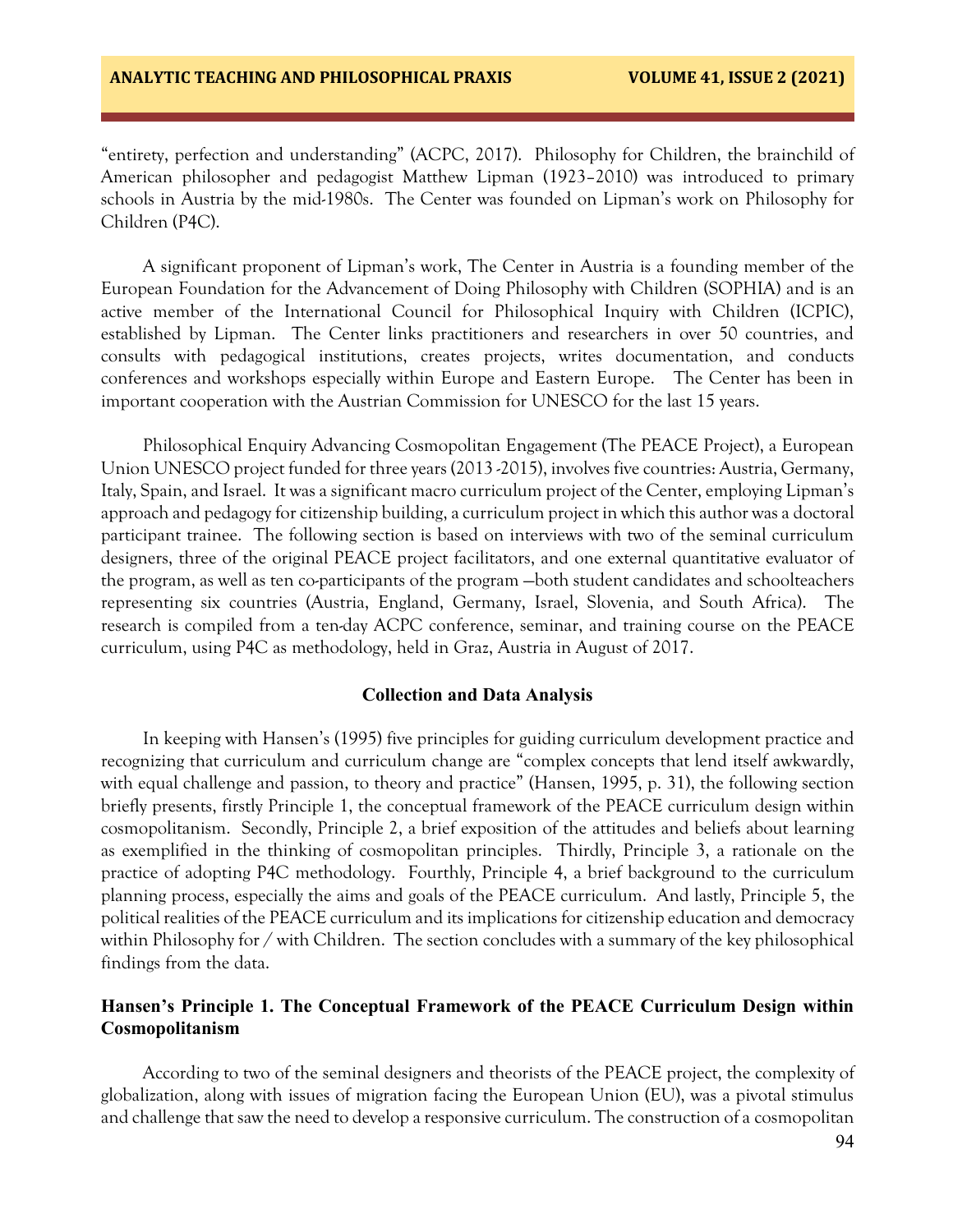"entirety, perfection and understanding" (ACPC, 2017). Philosophy for Children, the brainchild of American philosopher and pedagogist Matthew Lipman (1923–2010) was introduced to primary schools in Austria by the mid-1980s. The Center was founded on Lipman's work on Philosophy for Children (P4C).

A significant proponent of Lipman's work, The Center in Austria is a founding member of the European Foundation for the Advancement of Doing Philosophy with Children (SOPHIA) and is an active member of the International Council for Philosophical Inquiry with Children (ICPIC), established by Lipman. The Center links practitioners and researchers in over 50 countries, and consults with pedagogical institutions, creates projects, writes documentation, and conducts conferences and workshops especially within Europe and Eastern Europe. The Center has been in important cooperation with the Austrian Commission for UNESCO for the last 15 years.

Philosophical Enquiry Advancing Cosmopolitan Engagement (The PEACE Project), a European Union UNESCO project funded for three years (2013 -2015), involves five countries: Austria, Germany, Italy, Spain, and Israel. It was a significant macro curriculum project of the Center, employing Lipman's approach and pedagogy for citizenship building, a curriculum project in which this author was a doctoral participant trainee. The following section is based on interviews with two of the seminal curriculum designers, three of the original PEACE project facilitators, and one external quantitative evaluator of the program, as well as ten co-participants of the program —both student candidates and schoolteachers representing six countries (Austria, England, Germany, Israel, Slovenia, and South Africa). The research is compiled from a ten-day ACPC conference, seminar, and training course on the PEACE curriculum, using P4C as methodology, held in Graz, Austria in August of 2017.

## Collection and Data Analysis

In keeping with Hansen's (1995) five principles for guiding curriculum development practice and recognizing that curriculum and curriculum change are "complex concepts that lend itself awkwardly, with equal challenge and passion, to theory and practice" (Hansen, 1995, p. 31), the following section briefly presents, firstly Principle 1, the conceptual framework of the PEACE curriculum design within cosmopolitanism. Secondly, Principle 2, a brief exposition of the attitudes and beliefs about learning as exemplified in the thinking of cosmopolitan principles. Thirdly, Principle 3, a rationale on the practice of adopting P4C methodology. Fourthly, Principle 4, a brief background to the curriculum planning process, especially the aims and goals of the PEACE curriculum. And lastly, Principle 5, the political realities of the PEACE curriculum and its implications for citizenship education and democracy within Philosophy for / with Children. The section concludes with a summary of the key philosophical findings from the data.

### Hansen's Principle 1. The Conceptual Framework of the PEACE Curriculum Design within Cosmopolitanism

According to two of the seminal designers and theorists of the PEACE project, the complexity of globalization, along with issues of migration facing the European Union (EU), was a pivotal stimulus and challenge that saw the need to develop a responsive curriculum. The construction of a cosmopolitan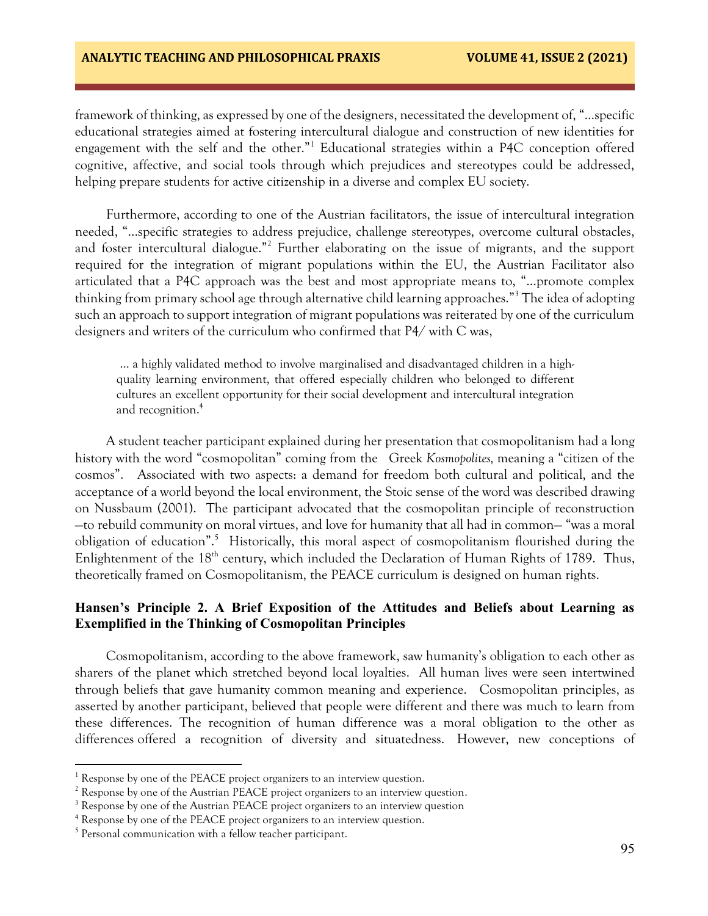framework of thinking, as expressed by one of the designers, necessitated the development of, "…specific educational strategies aimed at fostering intercultural dialogue and construction of new identities for engagement with the self and the other."[1] Educational strategies within a P4C conception offered cognitive, affective, and social tools through which prejudices and stereotypes could be addressed, helping prepare students for active citizenship in a diverse and complex EU society.

Furthermore, according to one of the Austrian facilitators, the issue of intercultural integration needed, "…specific strategies to address prejudice, challenge stereotypes, overcome cultural obstacles, and foster intercultural dialogue."[2] Further elaborating on the issue of migrants, and the support required for the integration of migrant populations within the EU, the Austrian Facilitator also articulated that a P4C approach was the best and most appropriate means to, "…promote complex thinking from primary school age through alternative child learning approaches."[3] The idea of adopting such an approach to support integration of migrant populations was reiterated by one of the curriculum designers and writers of the curriculum who confirmed that P4/ with C was,

> … a highly validated method to involve marginalised and disadvantaged children in a high-quality learning environment, that offered especially children who belonged to different cultures an excellent opportunity for their social development and intercultural integration and recognition.[4]

A student teacher participant explained during her presentation that cosmopolitanism had a long history with the word "cosmopolitan" coming from the Greek *Kosmopolites,* meaning a "citizen of the cosmos". Associated with two aspects: a demand for freedom both cultural and political, and the acceptance of a world beyond the local environment, the Stoic sense of the word was described drawing on Nussbaum (2001). The participant advocated that the cosmopolitan principle of reconstruction —to rebuild community on moral virtues, and love for humanity that all had in common— "was a moral obligation of education".[5] Historically, this moral aspect of cosmopolitanism flourished during the Enlightenment of the 18th century, which included the Declaration of Human Rights of 1789. Thus, theoretically framed on Cosmopolitanism, the PEACE curriculum is designed on human rights.

## Hansen's Principle 2. A Brief Exposition of the Attitudes and Beliefs about Learning as Exemplified in the Thinking of Cosmopolitan Principles

Cosmopolitanism, according to the above framework, saw humanity's obligation to each other as sharers of the planet which stretched beyond local loyalties. All human lives were seen intertwined through beliefs that gave humanity common meaning and experience. Cosmopolitan principles, as asserted by another participant, believed that people were different and there was much to learn from these differences. The recognition of human difference was a moral obligation to the other as differences offered a recognition of diversity and situatedness. However, new conceptions of

---

[1] Response by one of the PEACE project organizers to an interview question.

[2] Response by one of the Austrian PEACE project organizers to an interview question.

[3] Response by one of the Austrian PEACE project organizers to an interview question

[4] Response by one of the PEACE project organizers to an interview question.

[5] Personal communication with a fellow teacher participant.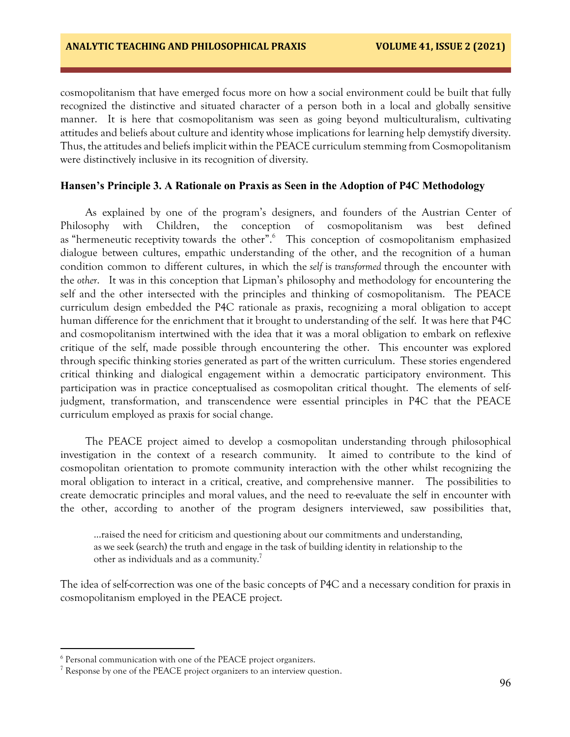cosmopolitanism that have emerged focus more on how a social environment could be built that fully recognized the distinctive and situated character of a person both in a local and globally sensitive manner. It is here that cosmopolitanism was seen as going beyond multiculturalism, cultivating attitudes and beliefs about culture and identity whose implications for learning help demystify diversity. Thus, the attitudes and beliefs implicit within the PEACE curriculum stemming from Cosmopolitanism were distinctively inclusive in its recognition of diversity.

## Hansen's Principle 3. A Rationale on Praxis as Seen in the Adoption of P4C Methodology

As explained by one of the program's designers, and founders of the Austrian Center of Philosophy with Children, the conception of cosmopolitanism was best defined as "hermeneutic receptivity towards the other".[6] This conception of cosmopolitanism emphasized dialogue between cultures, empathic understanding of the other, and the recognition of a human condition common to different cultures, in which the *self* is *transformed* through the encounter with the *other*. It was in this conception that Lipman's philosophy and methodology for encountering the self and the other intersected with the principles and thinking of cosmopolitanism. The PEACE curriculum design embedded the P4C rationale as praxis, recognizing a moral obligation to accept human difference for the enrichment that it brought to understanding of the self. It was here that P4C and cosmopolitanism intertwined with the idea that it was a moral obligation to embark on reflexive critique of the self, made possible through encountering the other. This encounter was explored through specific thinking stories generated as part of the written curriculum. These stories engendered critical thinking and dialogical engagement within a democratic participatory environment. This participation was in practice conceptualised as cosmopolitan critical thought. The elements of self-judgment, transformation, and transcendence were essential principles in P4C that the PEACE curriculum employed as praxis for social change.

The PEACE project aimed to develop a cosmopolitan understanding through philosophical investigation in the context of a research community. It aimed to contribute to the kind of cosmopolitan orientation to promote community interaction with the other whilst recognizing the moral obligation to interact in a critical, creative, and comprehensive manner. The possibilities to create democratic principles and moral values, and the need to re-evaluate the self in encounter with the other, according to another of the program designers interviewed, saw possibilities that,

> …raised the need for criticism and questioning about our commitments and understanding, as we seek (search) the truth and engage in the task of building identity in relationship to the other as individuals and as a community.[7]

The idea of self-correction was one of the basic concepts of P4C and a necessary condition for praxis in cosmopolitanism employed in the PEACE project.

---

[6] Personal communication with one of the PEACE project organizers.

[7] Response by one of the PEACE project organizers to an interview question.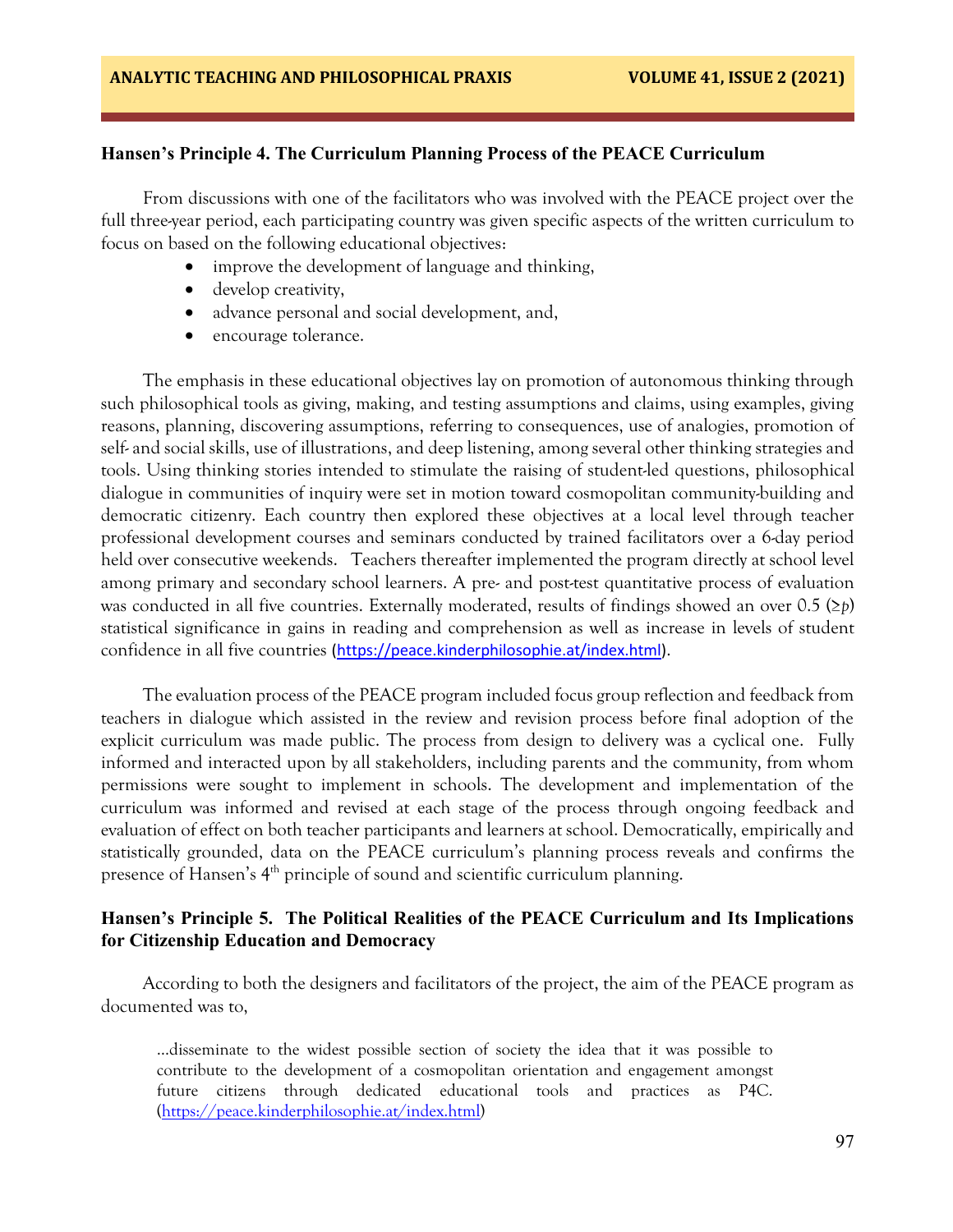### Hansen's Principle 4. The Curriculum Planning Process of the PEACE Curriculum

From discussions with one of the facilitators who was involved with the PEACE project over the full three-year period, each participating country was given specific aspects of the written curriculum to focus on based on the following educational objectives:

- improve the development of language and thinking,
- develop creativity,
- advance personal and social development, and,
- encourage tolerance.

The emphasis in these educational objectives lay on promotion of autonomous thinking through such philosophical tools as giving, making, and testing assumptions and claims, using examples, giving reasons, planning, discovering assumptions, referring to consequences, use of analogies, promotion of self- and social skills, use of illustrations, and deep listening, among several other thinking strategies and tools. Using thinking stories intended to stimulate the raising of student-led questions, philosophical dialogue in communities of inquiry were set in motion toward cosmopolitan community-building and democratic citizenry. Each country then explored these objectives at a local level through teacher professional development courses and seminars conducted by trained facilitators over a 6-day period held over consecutive weekends. Teachers thereafter implemented the program directly at school level among primary and secondary school learners. A pre- and post-test quantitative process of evaluation was conducted in all five countries. Externally moderated, results of findings showed an over 0.5 ($\geq p$) statistical significance in gains in reading and comprehension as well as increase in levels of student confidence in all five countries (https://peace.kinderphilosophie.at/index.html).

The evaluation process of the PEACE program included focus group reflection and feedback from teachers in dialogue which assisted in the review and revision process before final adoption of the explicit curriculum was made public. The process from design to delivery was a cyclical one. Fully informed and interacted upon by all stakeholders, including parents and the community, from whom permissions were sought to implement in schools. The development and implementation of the curriculum was informed and revised at each stage of the process through ongoing feedback and evaluation of effect on both teacher participants and learners at school. Democratically, empirically and statistically grounded, data on the PEACE curriculum's planning process reveals and confirms the presence of Hansen's 4th principle of sound and scientific curriculum planning.

### Hansen's Principle 5. The Political Realities of the PEACE Curriculum and Its Implications for Citizenship Education and Democracy

According to both the designers and facilitators of the project, the aim of the PEACE program as documented was to,

> ...disseminate to the widest possible section of society the idea that it was possible to contribute to the development of a cosmopolitan orientation and engagement amongst future citizens through dedicated educational tools and practices as P4C. (https://peace.kinderphilosophie.at/index.html)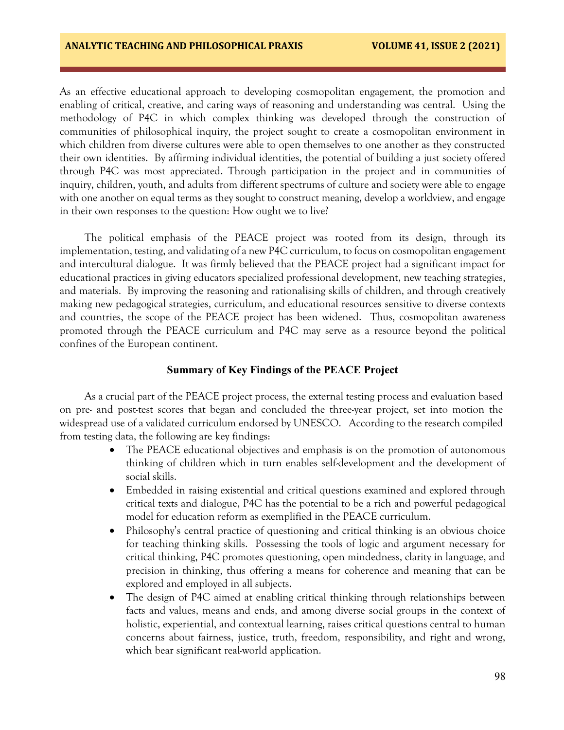As an effective educational approach to developing cosmopolitan engagement, the promotion and enabling of critical, creative, and caring ways of reasoning and understanding was central. Using the methodology of P4C in which complex thinking was developed through the construction of communities of philosophical inquiry, the project sought to create a cosmopolitan environment in which children from diverse cultures were able to open themselves to one another as they constructed their own identities. By affirming individual identities, the potential of building a just society offered through P4C was most appreciated. Through participation in the project and in communities of inquiry, children, youth, and adults from different spectrums of culture and society were able to engage with one another on equal terms as they sought to construct meaning, develop a worldview, and engage in their own responses to the question: How ought we to live?

The political emphasis of the PEACE project was rooted from its design, through its implementation, testing, and validating of a new P4C curriculum, to focus on cosmopolitan engagement and intercultural dialogue. It was firmly believed that the PEACE project had a significant impact for educational practices in giving educators specialized professional development, new teaching strategies, and materials. By improving the reasoning and rationalising skills of children, and through creatively making new pedagogical strategies, curriculum, and educational resources sensitive to diverse contexts and countries, the scope of the PEACE project has been widened. Thus, cosmopolitan awareness promoted through the PEACE curriculum and P4C may serve as a resource beyond the political confines of the European continent.

## Summary of Key Findings of the PEACE Project

As a crucial part of the PEACE project process, the external testing process and evaluation based on pre- and post-test scores that began and concluded the three-year project, set into motion the widespread use of a validated curriculum endorsed by UNESCO. According to the research compiled from testing data, the following are key findings:

- The PEACE educational objectives and emphasis is on the promotion of autonomous thinking of children which in turn enables self-development and the development of social skills.
- Embedded in raising existential and critical questions examined and explored through critical texts and dialogue, P4C has the potential to be a rich and powerful pedagogical model for education reform as exemplified in the PEACE curriculum.
- Philosophy's central practice of questioning and critical thinking is an obvious choice for teaching thinking skills. Possessing the tools of logic and argument necessary for critical thinking, P4C promotes questioning, open mindedness, clarity in language, and precision in thinking, thus offering a means for coherence and meaning that can be explored and employed in all subjects.
- The design of P4C aimed at enabling critical thinking through relationships between facts and values, means and ends, and among diverse social groups in the context of holistic, experiential, and contextual learning, raises critical questions central to human concerns about fairness, justice, truth, freedom, responsibility, and right and wrong, which bear significant real-world application.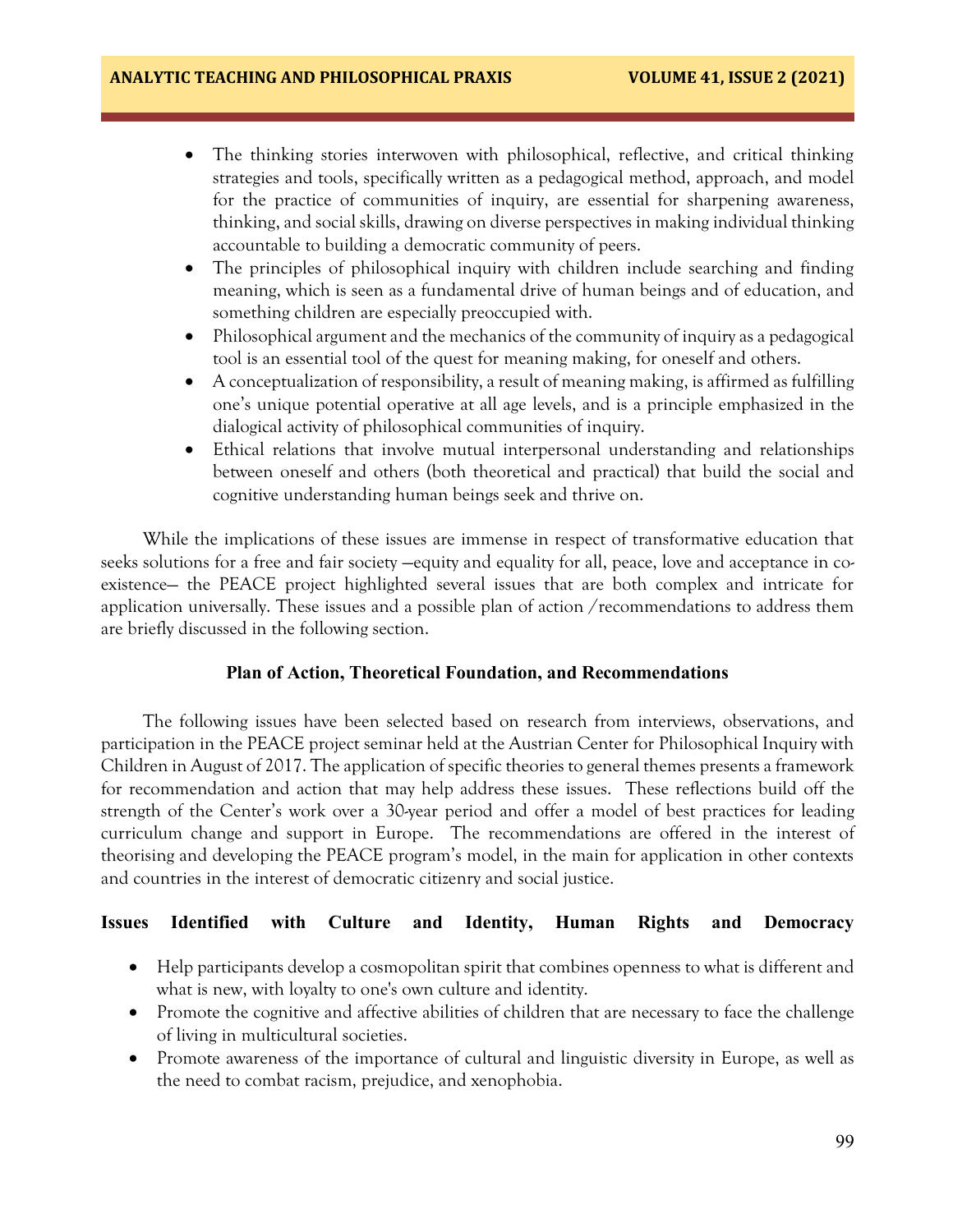- The thinking stories interwoven with philosophical, reflective, and critical thinking strategies and tools, specifically written as a pedagogical method, approach, and model for the practice of communities of inquiry, are essential for sharpening awareness, thinking, and social skills, drawing on diverse perspectives in making individual thinking accountable to building a democratic community of peers.
- The principles of philosophical inquiry with children include searching and finding meaning, which is seen as a fundamental drive of human beings and of education, and something children are especially preoccupied with.
- Philosophical argument and the mechanics of the community of inquiry as a pedagogical tool is an essential tool of the quest for meaning making, for oneself and others.
- A conceptualization of responsibility, a result of meaning making, is affirmed as fulfilling one's unique potential operative at all age levels, and is a principle emphasized in the dialogical activity of philosophical communities of inquiry.
- Ethical relations that involve mutual interpersonal understanding and relationships between oneself and others (both theoretical and practical) that build the social and cognitive understanding human beings seek and thrive on.

While the implications of these issues are immense in respect of transformative education that seeks solutions for a free and fair society —equity and equality for all, peace, love and acceptance in co-existence— the PEACE project highlighted several issues that are both complex and intricate for application universally. These issues and a possible plan of action /recommendations to address them are briefly discussed in the following section.

## Plan of Action, Theoretical Foundation, and Recommendations

The following issues have been selected based on research from interviews, observations, and participation in the PEACE project seminar held at the Austrian Center for Philosophical Inquiry with Children in August of 2017. The application of specific theories to general themes presents a framework for recommendation and action that may help address these issues. These reflections build off the strength of the Center's work over a 30-year period and offer a model of best practices for leading curriculum change and support in Europe. The recommendations are offered in the interest of theorising and developing the PEACE program's model, in the main for application in other contexts and countries in the interest of democratic citizenry and social justice.

### Issues Identified with Culture and Identity, Human Rights and Democracy

- Help participants develop a cosmopolitan spirit that combines openness to what is different and what is new, with loyalty to one's own culture and identity.
- Promote the cognitive and affective abilities of children that are necessary to face the challenge of living in multicultural societies.
- Promote awareness of the importance of cultural and linguistic diversity in Europe, as well as the need to combat racism, prejudice, and xenophobia.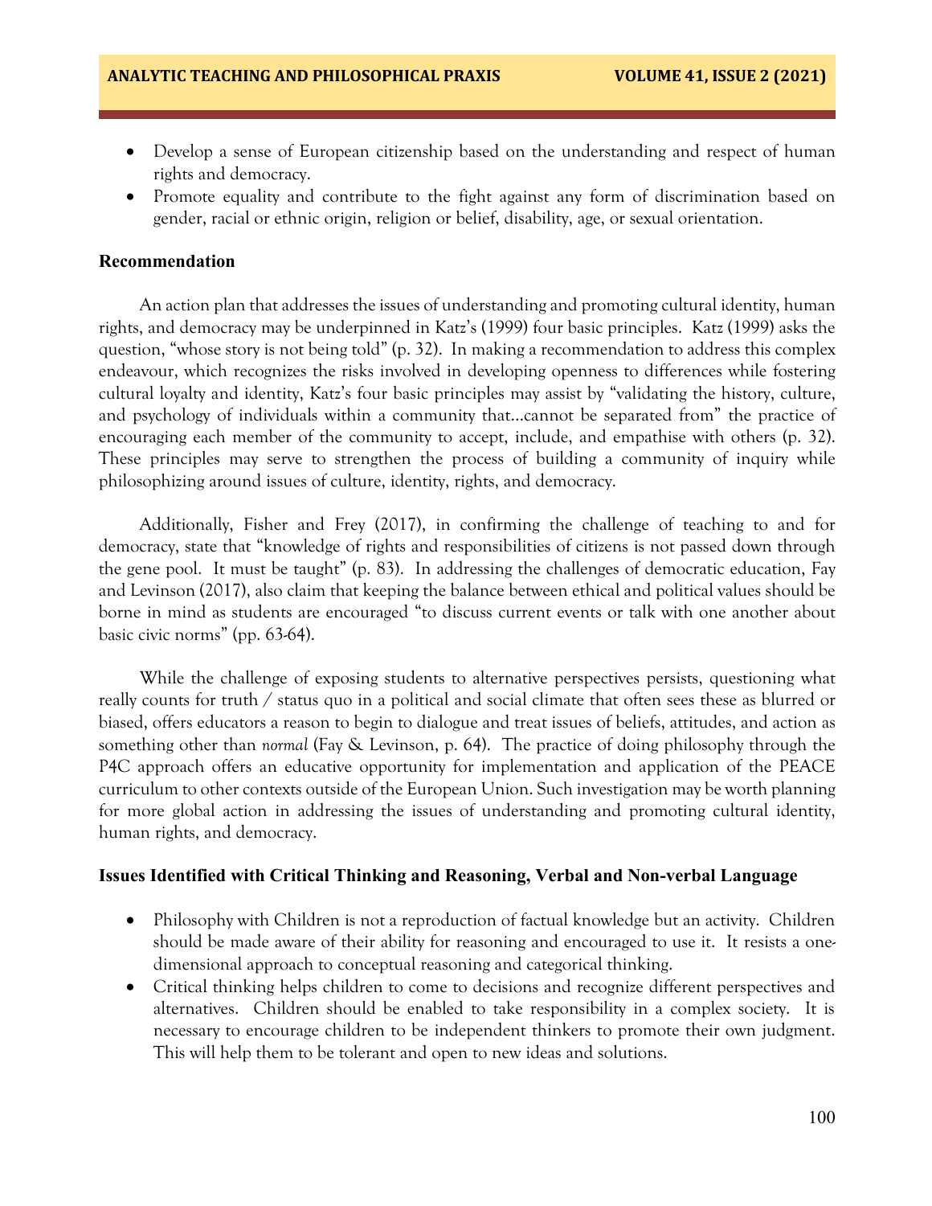- Develop a sense of European citizenship based on the understanding and respect of human rights and democracy.
- Promote equality and contribute to the fight against any form of discrimination based on gender, racial or ethnic origin, religion or belief, disability, age, or sexual orientation.

## Recommendation

An action plan that addresses the issues of understanding and promoting cultural identity, human rights, and democracy may be underpinned in Katz's (1999) four basic principles. Katz (1999) asks the question, "whose story is not being told" (p. 32). In making a recommendation to address this complex endeavour, which recognizes the risks involved in developing openness to differences while fostering cultural loyalty and identity, Katz's four basic principles may assist by "validating the history, culture, and psychology of individuals within a community that…cannot be separated from" the practice of encouraging each member of the community to accept, include, and empathise with others (p. 32). These principles may serve to strengthen the process of building a community of inquiry while philosophizing around issues of culture, identity, rights, and democracy.

Additionally, Fisher and Frey (2017), in confirming the challenge of teaching to and for democracy, state that "knowledge of rights and responsibilities of citizens is not passed down through the gene pool. It must be taught" (p. 83). In addressing the challenges of democratic education, Fay and Levinson (2017), also claim that keeping the balance between ethical and political values should be borne in mind as students are encouraged "to discuss current events or talk with one another about basic civic norms" (pp. 63-64).

While the challenge of exposing students to alternative perspectives persists, questioning what really counts for truth / status quo in a political and social climate that often sees these as blurred or biased, offers educators a reason to begin to dialogue and treat issues of beliefs, attitudes, and action as something other than *normal* (Fay & Levinson, p. 64). The practice of doing philosophy through the P4C approach offers an educative opportunity for implementation and application of the PEACE curriculum to other contexts outside of the European Union. Such investigation may be worth planning for more global action in addressing the issues of understanding and promoting cultural identity, human rights, and democracy.

## Issues Identified with Critical Thinking and Reasoning, Verbal and Non-verbal Language

- Philosophy with Children is not a reproduction of factual knowledge but an activity. Children should be made aware of their ability for reasoning and encouraged to use it. It resists a one-dimensional approach to conceptual reasoning and categorical thinking.
- Critical thinking helps children to come to decisions and recognize different perspectives and alternatives. Children should be enabled to take responsibility in a complex society. It is necessary to encourage children to be independent thinkers to promote their own judgment. This will help them to be tolerant and open to new ideas and solutions.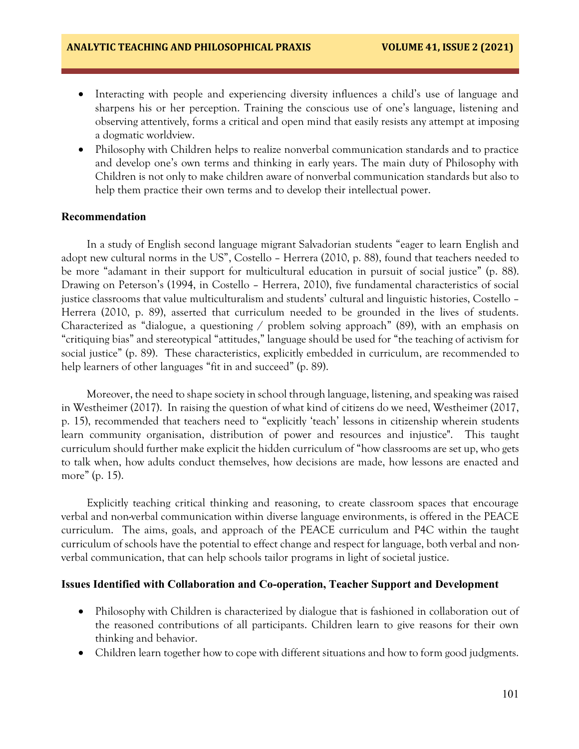- Interacting with people and experiencing diversity influences a child's use of language and sharpens his or her perception. Training the conscious use of one's language, listening and observing attentively, forms a critical and open mind that easily resists any attempt at imposing a dogmatic worldview.
- Philosophy with Children helps to realize nonverbal communication standards and to practice and develop one's own terms and thinking in early years. The main duty of Philosophy with Children is not only to make children aware of nonverbal communication standards but also to help them practice their own terms and to develop their intellectual power.

## Recommendation

In a study of English second language migrant Salvadorian students "eager to learn English and adopt new cultural norms in the US", Costello – Herrera (2010, p. 88), found that teachers needed to be more "adamant in their support for multicultural education in pursuit of social justice" (p. 88). Drawing on Peterson's (1994, in Costello – Herrera, 2010), five fundamental characteristics of social justice classrooms that value multiculturalism and students' cultural and linguistic histories, Costello – Herrera (2010, p. 89), asserted that curriculum needed to be grounded in the lives of students. Characterized as "dialogue, a questioning / problem solving approach" (89), with an emphasis on "critiquing bias" and stereotypical "attitudes," language should be used for "the teaching of activism for social justice" (p. 89). These characteristics, explicitly embedded in curriculum, are recommended to help learners of other languages "fit in and succeed" (p. 89).

Moreover, the need to shape society in school through language, listening, and speaking was raised in Westheimer (2017). In raising the question of what kind of citizens do we need, Westheimer (2017, p. 15), recommended that teachers need to "explicitly 'teach' lessons in citizenship wherein students learn community organisation, distribution of power and resources and injustice". This taught curriculum should further make explicit the hidden curriculum of "how classrooms are set up, who gets to talk when, how adults conduct themselves, how decisions are made, how lessons are enacted and more" (p. 15).

Explicitly teaching critical thinking and reasoning, to create classroom spaces that encourage verbal and non-verbal communication within diverse language environments, is offered in the PEACE curriculum. The aims, goals, and approach of the PEACE curriculum and P4C within the taught curriculum of schools have the potential to effect change and respect for language, both verbal and non-verbal communication, that can help schools tailor programs in light of societal justice.

## Issues Identified with Collaboration and Co-operation, Teacher Support and Development

- Philosophy with Children is characterized by dialogue that is fashioned in collaboration out of the reasoned contributions of all participants. Children learn to give reasons for their own thinking and behavior.
- Children learn together how to cope with different situations and how to form good judgments.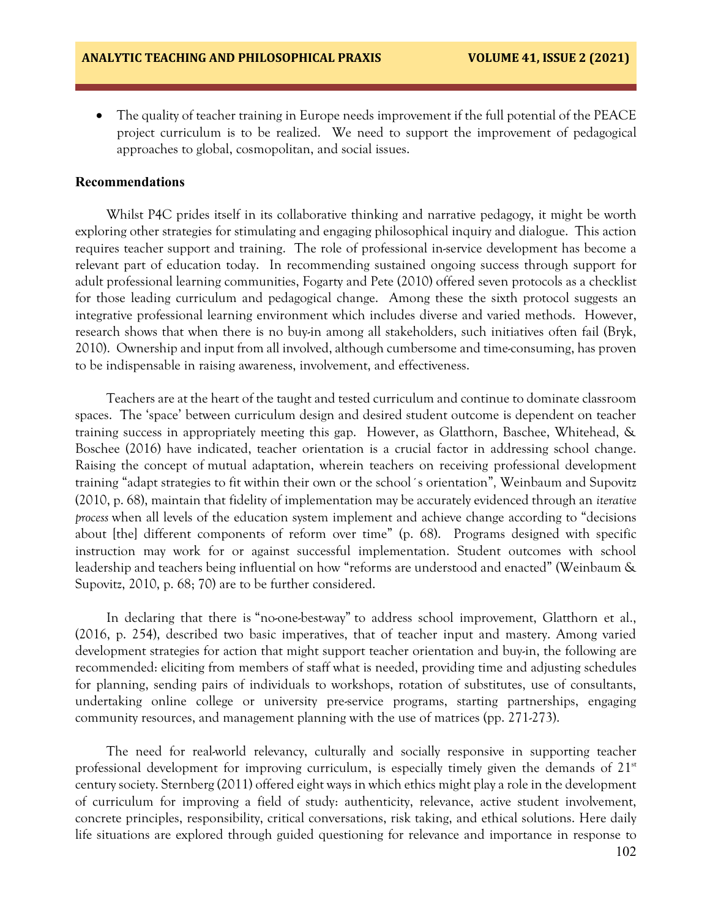- The quality of teacher training in Europe needs improvement if the full potential of the PEACE project curriculum is to be realized. We need to support the improvement of pedagogical approaches to global, cosmopolitan, and social issues.

## Recommendations

Whilst P4C prides itself in its collaborative thinking and narrative pedagogy, it might be worth exploring other strategies for stimulating and engaging philosophical inquiry and dialogue. This action requires teacher support and training. The role of professional in-service development has become a relevant part of education today. In recommending sustained ongoing success through support for adult professional learning communities, Fogarty and Pete (2010) offered seven protocols as a checklist for those leading curriculum and pedagogical change. Among these the sixth protocol suggests an integrative professional learning environment which includes diverse and varied methods. However, research shows that when there is no buy-in among all stakeholders, such initiatives often fail (Bryk, 2010). Ownership and input from all involved, although cumbersome and time-consuming, has proven to be indispensable in raising awareness, involvement, and effectiveness.

Teachers are at the heart of the taught and tested curriculum and continue to dominate classroom spaces. The 'space' between curriculum design and desired student outcome is dependent on teacher training success in appropriately meeting this gap. However, as Glatthorn, Baschee, Whitehead, & Boschee (2016) have indicated, teacher orientation is a crucial factor in addressing school change. Raising the concept of mutual adaptation, wherein teachers on receiving professional development training "adapt strategies to fit within their own or the school´s orientation", Weinbaum and Supovitz (2010, p. 68), maintain that fidelity of implementation may be accurately evidenced through an *iterative process* when all levels of the education system implement and achieve change according to "decisions about [the] different components of reform over time" (p. 68). Programs designed with specific instruction may work for or against successful implementation. Student outcomes with school leadership and teachers being influential on how "reforms are understood and enacted" (Weinbaum & Supovitz, 2010, p. 68; 70) are to be further considered.

In declaring that there is "no-one-best-way" to address school improvement, Glatthorn et al., (2016, p. 254), described two basic imperatives, that of teacher input and mastery. Among varied development strategies for action that might support teacher orientation and buy-in, the following are recommended: eliciting from members of staff what is needed, providing time and adjusting schedules for planning, sending pairs of individuals to workshops, rotation of substitutes, use of consultants, undertaking online college or university pre-service programs, starting partnerships, engaging community resources, and management planning with the use of matrices (pp. 271-273).

The need for real-world relevancy, culturally and socially responsive in supporting teacher professional development for improving curriculum, is especially timely given the demands of 21st century society. Sternberg (2011) offered eight ways in which ethics might play a role in the development of curriculum for improving a field of study: authenticity, relevance, active student involvement, concrete principles, responsibility, critical conversations, risk taking, and ethical solutions. Here daily life situations are explored through guided questioning for relevance and importance in response to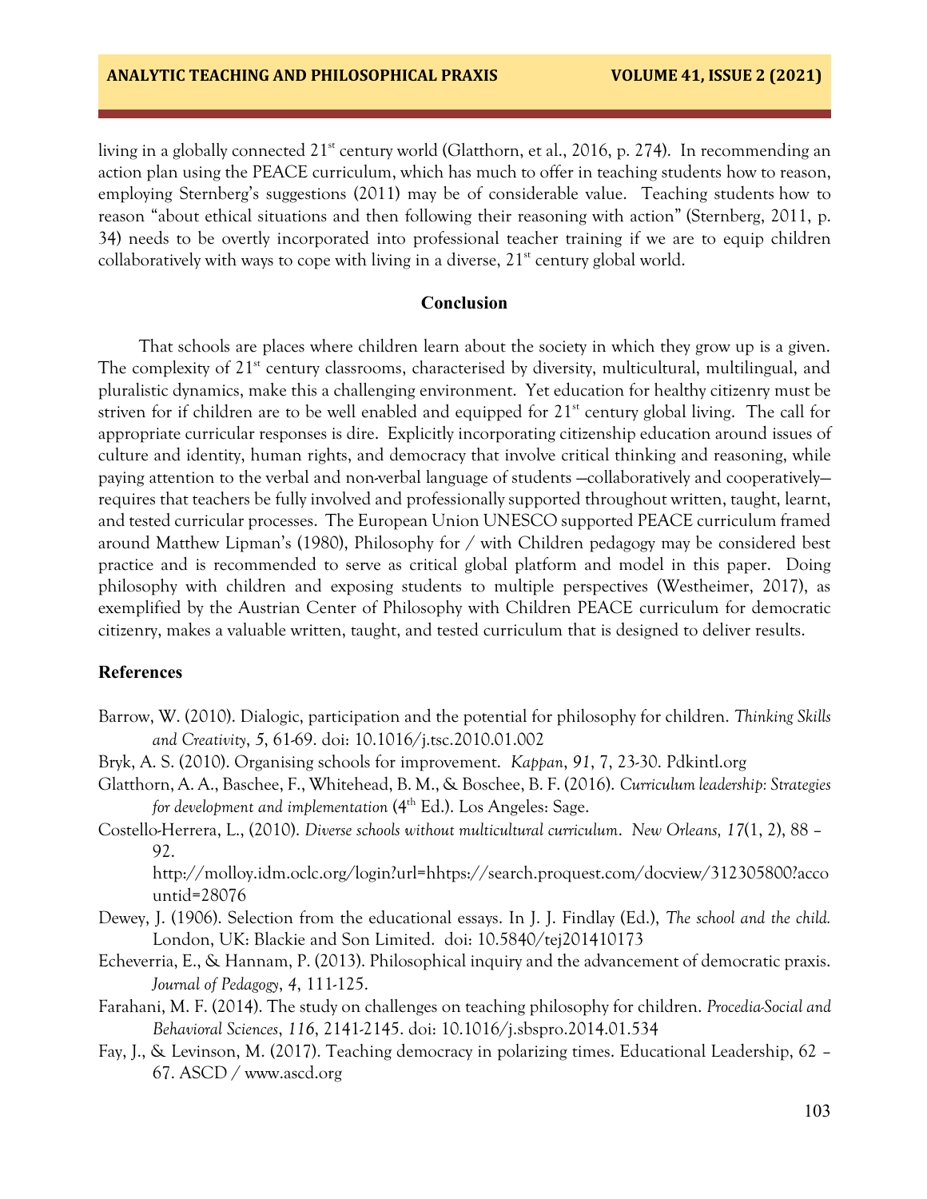living in a globally connected 21st century world (Glatthorn, et al., 2016, p. 274). In recommending an action plan using the PEACE curriculum, which has much to offer in teaching students how to reason, employing Sternberg's suggestions (2011) may be of considerable value. Teaching students how to reason "about ethical situations and then following their reasoning with action" (Sternberg, 2011, p. 34) needs to be overtly incorporated into professional teacher training if we are to equip children collaboratively with ways to cope with living in a diverse, 21st century global world.

## Conclusion

That schools are places where children learn about the society in which they grow up is a given. The complexity of 21st century classrooms, characterised by diversity, multicultural, multilingual, and pluralistic dynamics, make this a challenging environment. Yet education for healthy citizenry must be striven for if children are to be well enabled and equipped for 21st century global living. The call for appropriate curricular responses is dire. Explicitly incorporating citizenship education around issues of culture and identity, human rights, and democracy that involve critical thinking and reasoning, while paying attention to the verbal and non-verbal language of students —collaboratively and cooperatively— requires that teachers be fully involved and professionally supported throughout written, taught, learnt, and tested curricular processes. The European Union UNESCO supported PEACE curriculum framed around Matthew Lipman's (1980), Philosophy for / with Children pedagogy may be considered best practice and is recommended to serve as critical global platform and model in this paper. Doing philosophy with children and exposing students to multiple perspectives (Westheimer, 2017), as exemplified by the Austrian Center of Philosophy with Children PEACE curriculum for democratic citizenry, makes a valuable written, taught, and tested curriculum that is designed to deliver results.

## References

Barrow, W. (2010). Dialogic, participation and the potential for philosophy for children. *Thinking Skills and Creativity*, *5*, 61-69. doi: 10.1016/j.tsc.2010.01.002

Bryk, A. S. (2010). Organising schools for improvement. *Kappan*, *91*, 7, 23-30. Pdkintl.org

Glatthorn, A. A., Baschee, F., Whitehead, B. M., & Boschee, B. F. (2016). *Curriculum leadership: Strategies for development and implementation* (4th Ed.). Los Angeles: Sage.

Costello-Herrera, L., (2010). *Diverse schools without multicultural curriculum*. *New Orleans, 17*(1, 2), 88 – 92. http://molloy.idm.oclc.org/login?url=hhttps://search.proquest.com/docview/312305800?accountid=28076

Dewey, J. (1906). Selection from the educational essays. In J. J. Findlay (Ed.), *The school and the child.* London, UK: Blackie and Son Limited. doi: 10.5840/tej201410173

Echeverria, E., & Hannam, P. (2013). Philosophical inquiry and the advancement of democratic praxis. *Journal of Pedagogy*, *4*, 111-125.

Farahani, M. F. (2014). The study on challenges on teaching philosophy for children. *Procedia-Social and Behavioral Sciences*, *116*, 2141-2145. doi: 10.1016/j.sbspro.2014.01.534

Fay, J., & Levinson, M. (2017). Teaching democracy in polarizing times. Educational Leadership, 62 – 67. ASCD / www.ascd.org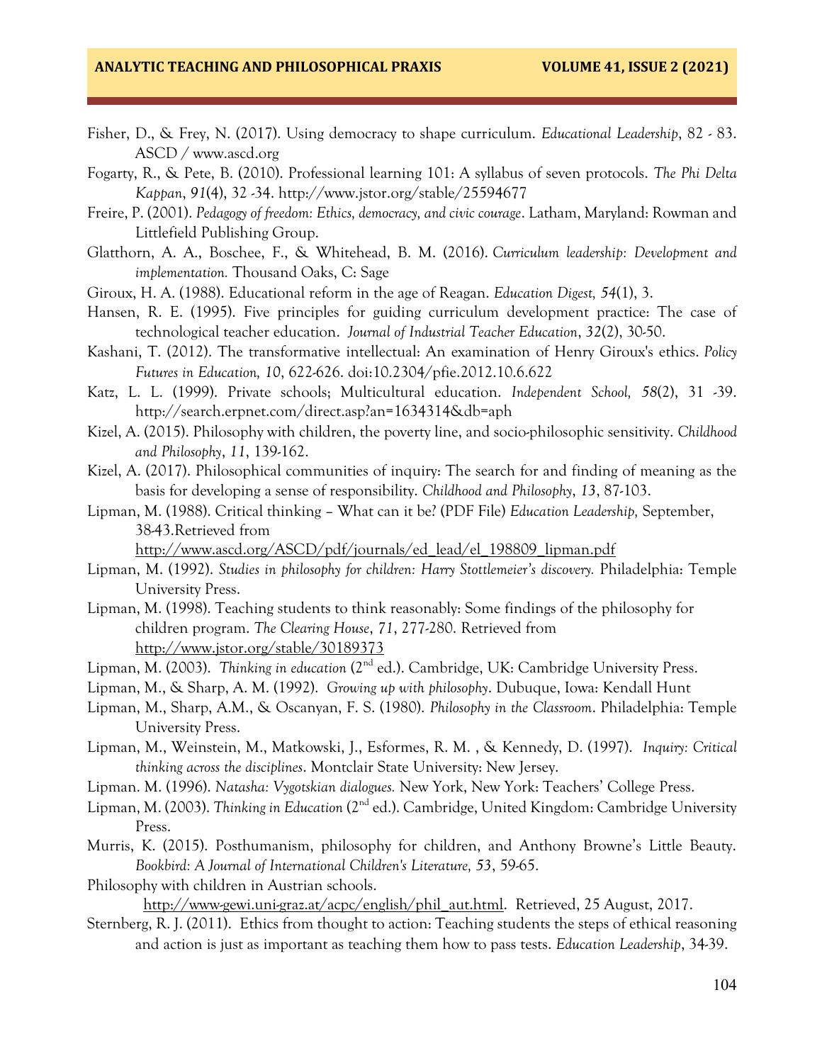Fisher, D., & Frey, N. (2017). Using democracy to shape curriculum. *Educational Leadership*, 82 - 83. ASCD / www.ascd.org

Fogarty, R., & Pete, B. (2010). Professional learning 101: A syllabus of seven protocols. *The Phi Delta Kappan*, *91*(4), 32 -34. http://www.jstor.org/stable/25594677

Freire, P. (2001). *Pedagogy of freedom: Ethics, democracy, and civic courage*. Latham, Maryland: Rowman and Littlefield Publishing Group.

Glatthorn, A. A., Boschee, F., & Whitehead, B. M. (2016). *Curriculum leadership: Development and implementation.* Thousand Oaks, C: Sage

Giroux, H. A. (1988). Educational reform in the age of Reagan. *Education Digest, 54*(1), 3.

Hansen, R. E. (1995). Five principles for guiding curriculum development practice: The case of technological teacher education. *Journal of Industrial Teacher Education*, *32*(2), 30-50.

Kashani, T. (2012). The transformative intellectual: An examination of Henry Giroux's ethics. *Policy Futures in Education, 10*, 622-626. doi:10.2304/pfie.2012.10.6.622

Katz, L. L. (1999). Private schools; Multicultural education. *Independent School, 58*(2), 31 -39. http://search.erpnet.com/direct.asp?an=1634314&db=aph

Kizel, A. (2015). Philosophy with children, the poverty line, and socio-philosophic sensitivity. *Childhood and Philosophy*, *11*, 139-162.

Kizel, A. (2017). Philosophical communities of inquiry: The search for and finding of meaning as the basis for developing a sense of responsibility. *Childhood and Philosophy*, *13*, 87-103.

Lipman, M. (1988). Critical thinking – What can it be? (PDF File) *Education Leadership,* September, 38-43.Retrieved from http://www.ascd.org/ASCD/pdf/journals/ed_lead/el_198809_lipman.pdf

Lipman, M. (1992). *Studies in philosophy for children: Harry Stottlemeier's discovery.* Philadelphia: Temple University Press.

Lipman, M. (1998). Teaching students to think reasonably: Some findings of the philosophy for children program. *The Clearing House*, *71*, 277-280. Retrieved from http://www.jstor.org/stable/30189373

Lipman, M. (2003). *Thinking in education* (2nd ed.). Cambridge, UK: Cambridge University Press.

Lipman, M., & Sharp, A. M. (1992). *Growing up with philosophy*. Dubuque, Iowa: Kendall Hunt

Lipman, M., Sharp, A.M., & Oscanyan, F. S. (1980). *Philosophy in the Classroom*. Philadelphia: Temple University Press.

Lipman, M., Weinstein, M., Matkowski, J., Esformes, R. M. , & Kennedy, D. (1997). *Inquiry: Critical thinking across the disciplines*. Montclair State University: New Jersey.

Lipman. M. (1996). *Natasha: Vygotskian dialogues.* New York, New York: Teachers' College Press.

Lipman, M. (2003). *Thinking in Education* (2nd ed.). Cambridge, United Kingdom: Cambridge University Press.

Murris, K. (2015). Posthumanism, philosophy for children, and Anthony Browne's Little Beauty. *Bookbird: A Journal of International Children's Literature, 53*, 59-65.

Philosophy with children in Austrian schools. http://www-gewi.uni-graz.at/acpc/english/phil_aut.html. Retrieved, 25 August, 2017.

Sternberg, R. J. (2011). Ethics from thought to action: Teaching students the steps of ethical reasoning and action is just as important as teaching them how to pass tests. *Education Leadership*, 34-39.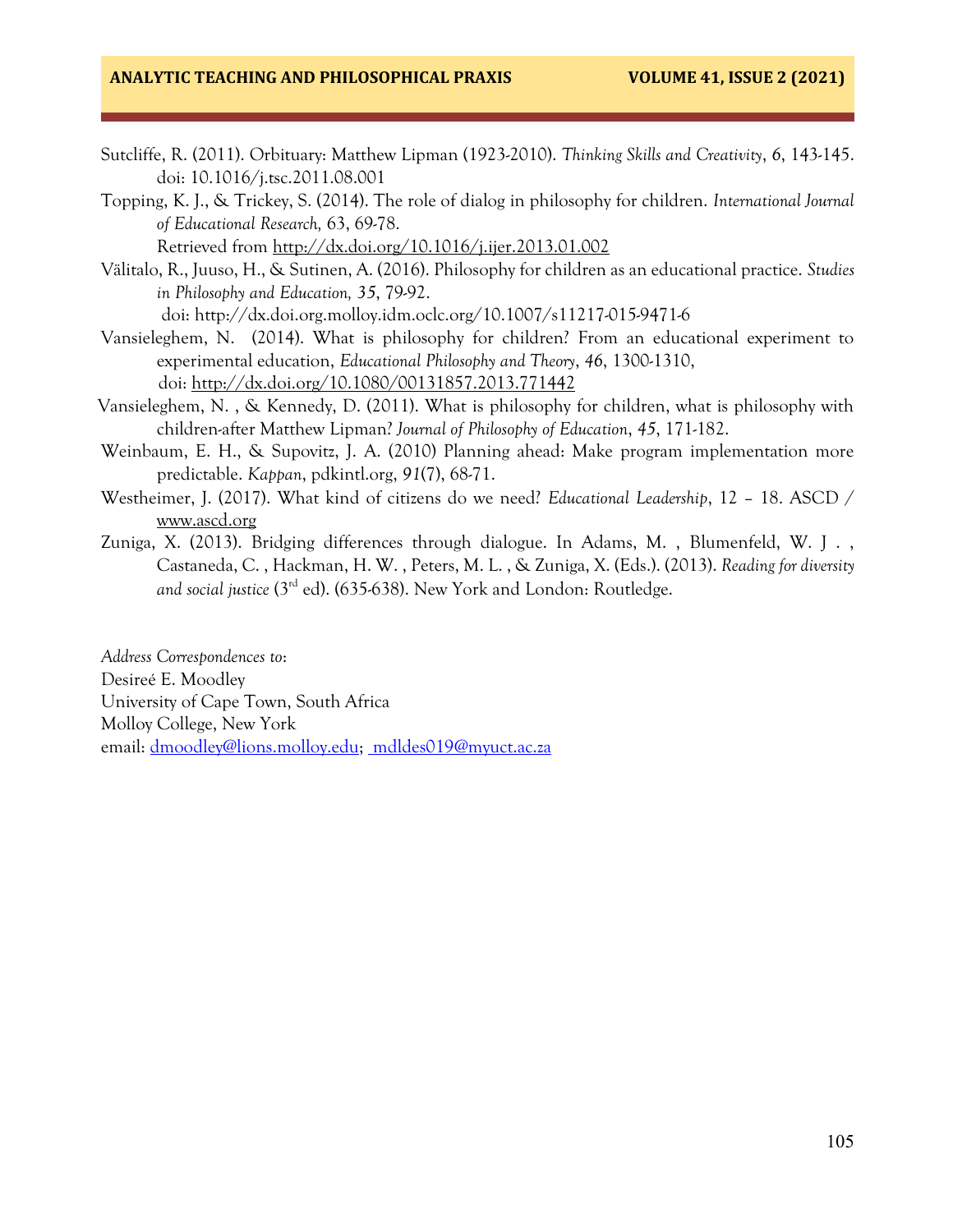Sutcliffe, R. (2011). Orbituary: Matthew Lipman (1923-2010). *Thinking Skills and Creativity*, *6*, 143-145. doi: 10.1016/j.tsc.2011.08.001

Topping, K. J., & Trickey, S. (2014). The role of dialog in philosophy for children. *International Journal of Educational Research,* 63, 69-78. Retrieved from http://dx.doi.org/10.1016/j.ijer.2013.01.002

Välitalo, R., Juuso, H., & Sutinen, A. (2016). Philosophy for children as an educational practice. *Studies in Philosophy and Education, 35*, 79-92. doi: http://dx.doi.org.molloy.idm.oclc.org/10.1007/s11217-015-9471-6

Vansieleghem, N. (2014). What is philosophy for children? From an educational experiment to experimental education, *Educational Philosophy and Theory*, *46*, 1300-1310, doi: http://dx.doi.org/10.1080/00131857.2013.771442

Vansieleghem, N. , & Kennedy, D. (2011). What is philosophy for children, what is philosophy with children-after Matthew Lipman? *Journal of Philosophy of Education*, *45*, 171-182.

Weinbaum, E. H., & Supovitz, J. A. (2010) Planning ahead: Make program implementation more predictable. *Kappan*, pdkintl.org, *91*(7), 68-71.

Westheimer, J. (2017). What kind of citizens do we need? *Educational Leadership*, 12 – 18. ASCD / www.ascd.org

Zuniga, X. (2013). Bridging differences through dialogue. In Adams, M. , Blumenfeld, W. J . , Castaneda, C. , Hackman, H. W. , Peters, M. L. , & Zuniga, X. (Eds.). (2013). *Reading for diversity and social justice* (3rd ed). (635-638). New York and London: Routledge.

*Address Correspondences to*:
Desireé E. Moodley
University of Cape Town, South Africa
Molloy College, New York
email: dmoodley@lions.molloy.edu; mdldes019@myuct.ac.za